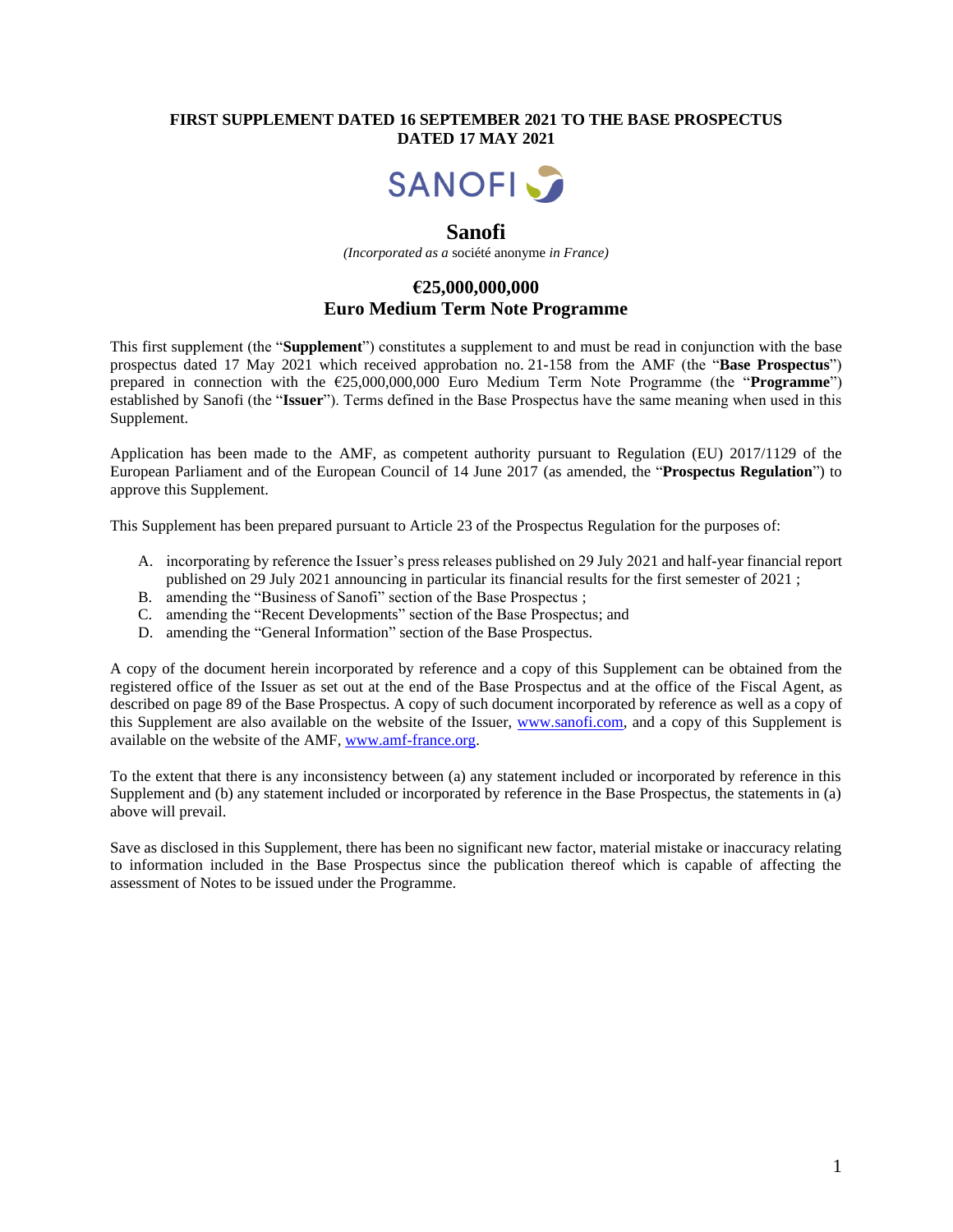**FIRST SUPPLEMENT DATED 16 SEPTEMBER 2021 TO THE BASE PROSPECTUS DATED 17 MAY 2021**

SANOFI

# Sanofi

*(Incorporated as a* société anonyme *in France)*

## €25,000,000,000
## Euro Medium Term Note Programme

This first supplement (the "**Supplement**") constitutes a supplement to and must be read in conjunction with the base prospectus dated 17 May 2021 which received approbation no. 21-158 from the AMF (the "**Base Prospectus**") prepared in connection with the €25,000,000,000 Euro Medium Term Note Programme (the "**Programme**") established by Sanofi (the "**Issuer**"). Terms defined in the Base Prospectus have the same meaning when used in this Supplement.

Application has been made to the AMF, as competent authority pursuant to Regulation (EU) 2017/1129 of the European Parliament and of the European Council of 14 June 2017 (as amended, the "**Prospectus Regulation**") to approve this Supplement.

This Supplement has been prepared pursuant to Article 23 of the Prospectus Regulation for the purposes of:

A. incorporating by reference the Issuer's press releases published on 29 July 2021 and half-year financial report published on 29 July 2021 announcing in particular its financial results for the first semester of 2021 ;
B. amending the "Business of Sanofi" section of the Base Prospectus ;
C. amending the "Recent Developments" section of the Base Prospectus; and
D. amending the "General Information" section of the Base Prospectus.

A copy of the document herein incorporated by reference and a copy of this Supplement can be obtained from the registered office of the Issuer as set out at the end of the Base Prospectus and at the office of the Fiscal Agent, as described on page 89 of the Base Prospectus. A copy of such document incorporated by reference as well as a copy of this Supplement are also available on the website of the Issuer, www.sanofi.com, and a copy of this Supplement is available on the website of the AMF, www.amf-france.org.

To the extent that there is any inconsistency between (a) any statement included or incorporated by reference in this Supplement and (b) any statement included or incorporated by reference in the Base Prospectus, the statements in (a) above will prevail.

Save as disclosed in this Supplement, there has been no significant new factor, material mistake or inaccuracy relating to information included in the Base Prospectus since the publication thereof which is capable of affecting the assessment of Notes to be issued under the Programme.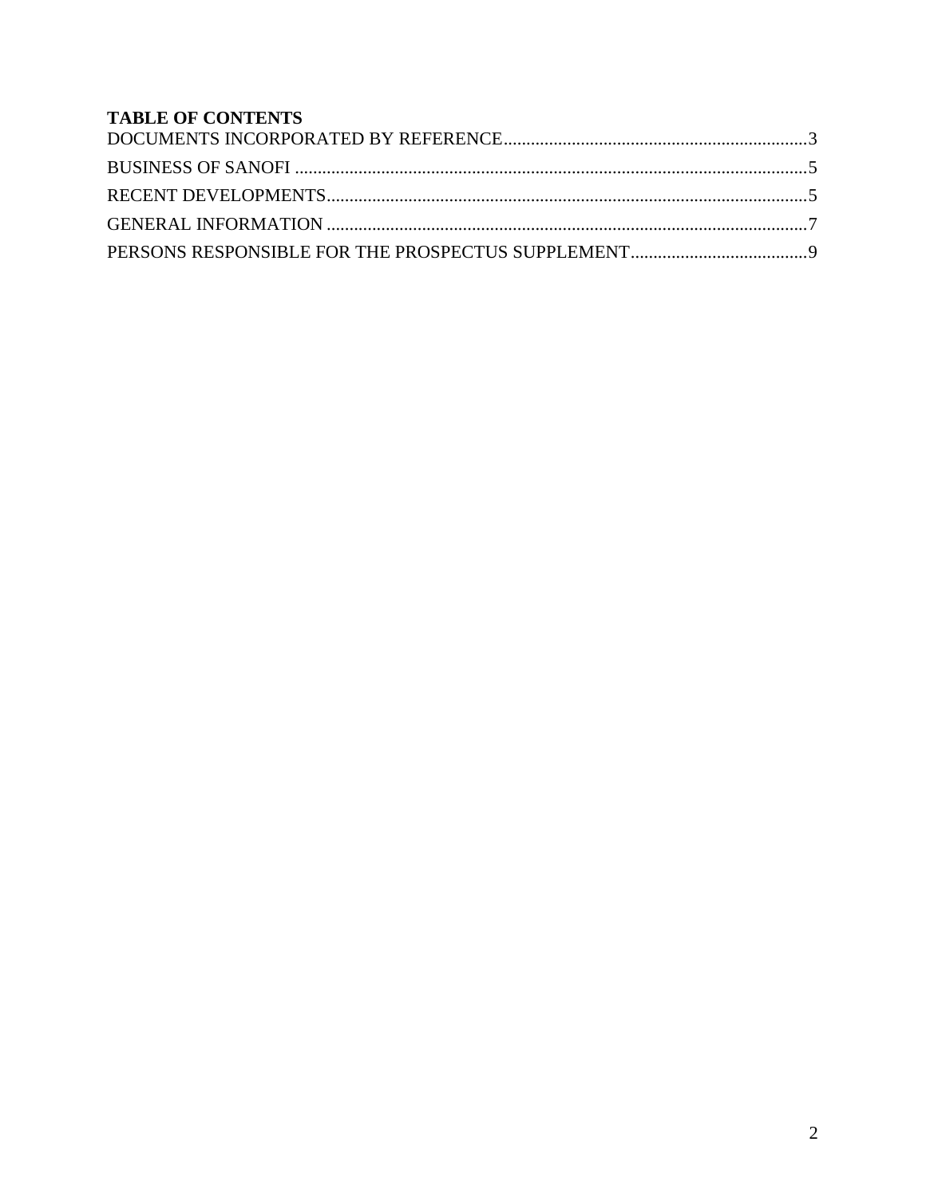**TABLE OF CONTENTS**

| | |
|---|---|
| DOCUMENTS INCORPORATED BY REFERENCE | 3 |
| BUSINESS OF SANOFI | 5 |
| RECENT DEVELOPMENTS | 5 |
| GENERAL INFORMATION | 7 |
| PERSONS RESPONSIBLE FOR THE PROSPECTUS SUPPLEMENT | 9 |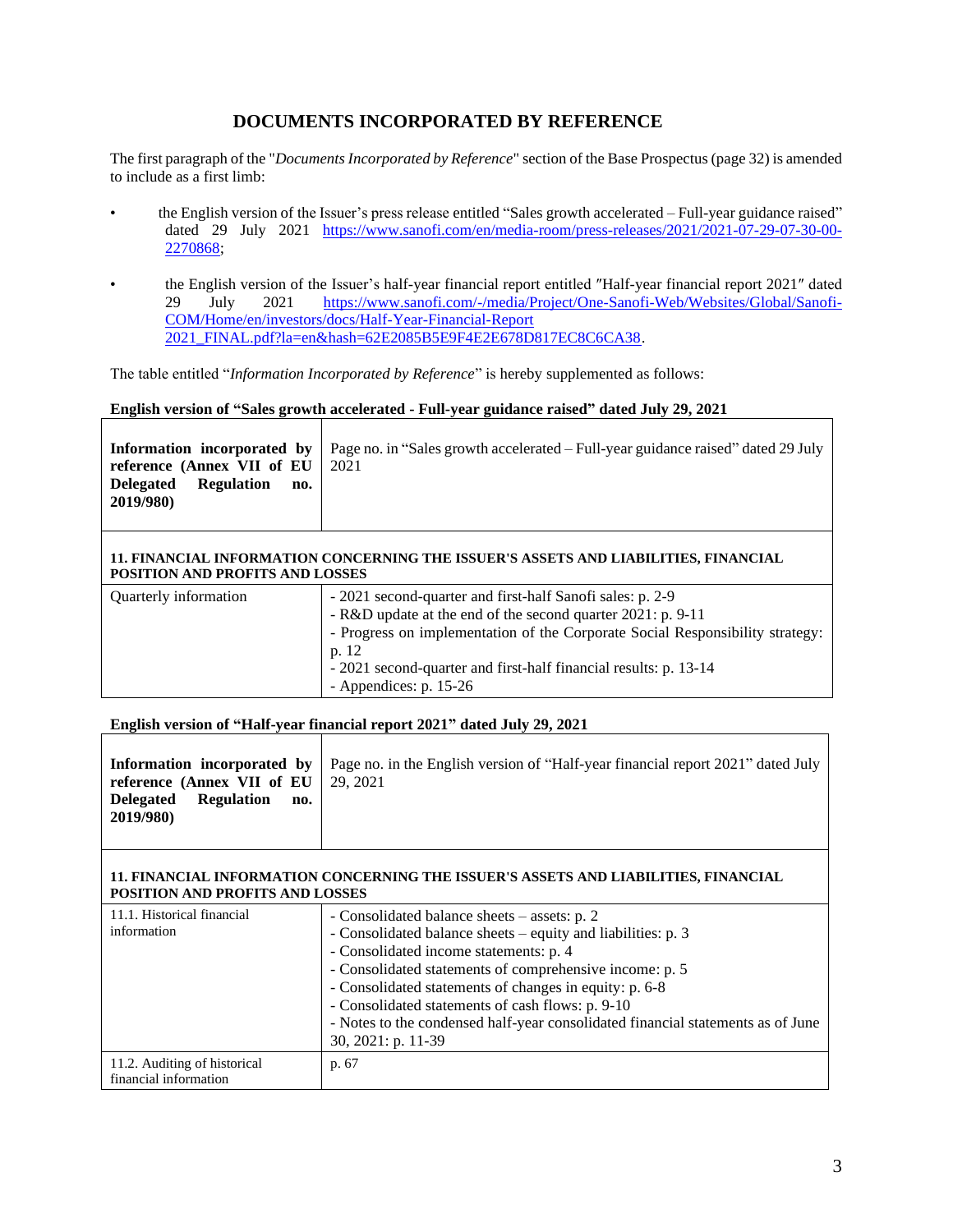# DOCUMENTS INCORPORATED BY REFERENCE

The first paragraph of the "*Documents Incorporated by Reference*" section of the Base Prospectus (page 32) is amended to include as a first limb:

- the English version of the Issuer's press release entitled "Sales growth accelerated – Full-year guidance raised" dated 29 July 2021 https://www.sanofi.com/en/media-room/press-releases/2021/2021-07-29-07-30-00-2270868;
- the English version of the Issuer's half-year financial report entitled ″Half-year financial report 2021″ dated 29 July 2021 https://www.sanofi.com/-/media/Project/One-Sanofi-Web/Websites/Global/Sanofi-COM/Home/en/investors/docs/Half-Year-Financial-Report 2021_FINAL.pdf?la=en&hash=62E2085B5E9F4E2E678D817EC8C6CA38.

The table entitled "*Information Incorporated by Reference*" is hereby supplemented as follows:

**English version of "Sales growth accelerated - Full-year guidance raised" dated July 29, 2021**

| **Information incorporated by reference (Annex VII of EU Delegated Regulation no. 2019/980)** | Page no. in "Sales growth accelerated – Full-year guidance raised" dated 29 July 2021 |
|---|---|
| **11. FINANCIAL INFORMATION CONCERNING THE ISSUER'S ASSETS AND LIABILITIES, FINANCIAL POSITION AND PROFITS AND LOSSES** | |
| Quarterly information | - 2021 second-quarter and first-half Sanofi sales: p. 2-9<br>- R&D update at the end of the second quarter 2021: p. 9-11<br>- Progress on implementation of the Corporate Social Responsibility strategy: p. 12<br>- 2021 second-quarter and first-half financial results: p. 13-14<br>- Appendices: p. 15-26 |

**English version of "Half-year financial report 2021" dated July 29, 2021**

| **Information incorporated by reference (Annex VII of EU Delegated Regulation no. 2019/980)** | Page no. in the English version of "Half-year financial report 2021" dated July 29, 2021 |
|---|---|
| **11. FINANCIAL INFORMATION CONCERNING THE ISSUER'S ASSETS AND LIABILITIES, FINANCIAL POSITION AND PROFITS AND LOSSES** | |
| 11.1. Historical financial information | - Consolidated balance sheets – assets: p. 2<br>- Consolidated balance sheets – equity and liabilities: p. 3<br>- Consolidated income statements: p. 4<br>- Consolidated statements of comprehensive income: p. 5<br>- Consolidated statements of changes in equity: p. 6-8<br>- Consolidated statements of cash flows: p. 9-10<br>- Notes to the condensed half-year consolidated financial statements as of June 30, 2021: p. 11-39 |
| 11.2. Auditing of historical financial information | p. 67 |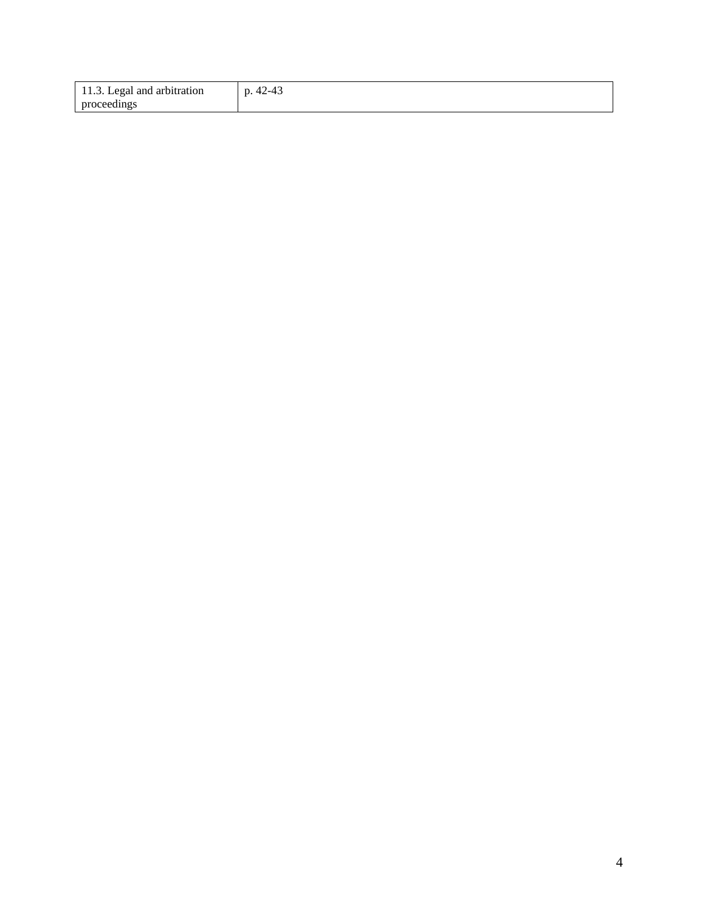| 11.3. Legal and arbitration proceedings | p. 42-43 |
|---|---|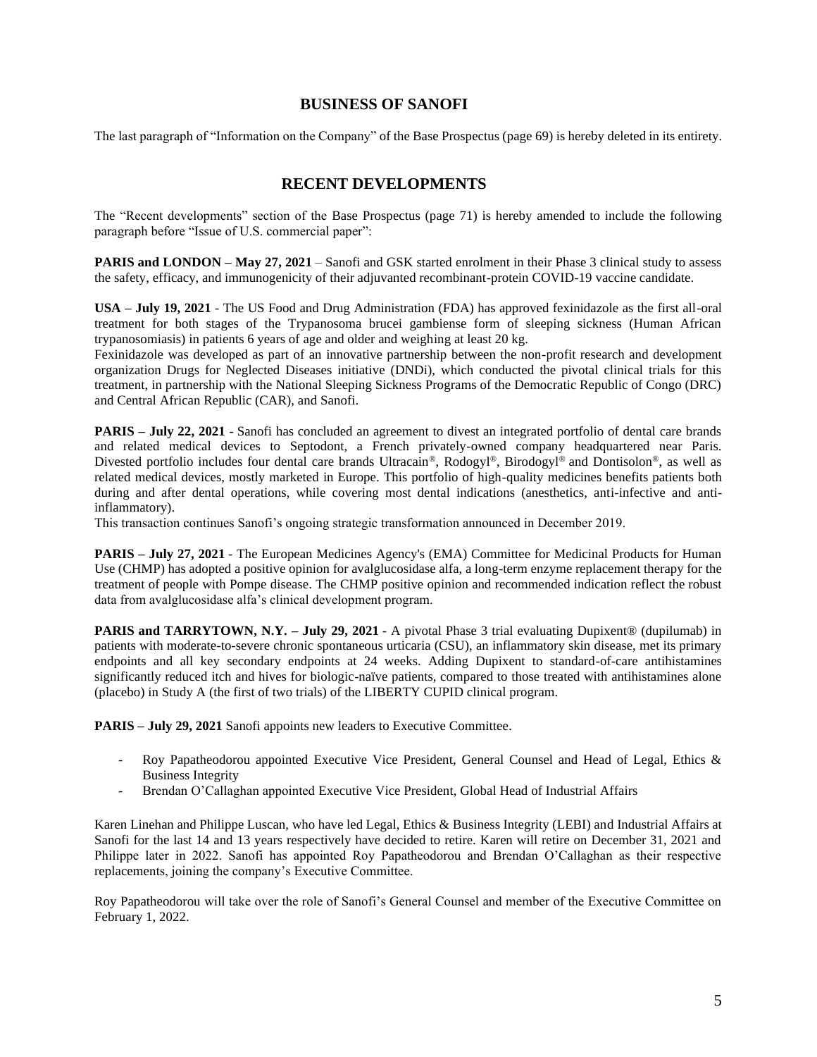## BUSINESS OF SANOFI

The last paragraph of "Information on the Company" of the Base Prospectus (page 69) is hereby deleted in its entirety.

## RECENT DEVELOPMENTS

The "Recent developments" section of the Base Prospectus (page 71) is hereby amended to include the following paragraph before "Issue of U.S. commercial paper":

**PARIS and LONDON – May 27, 2021** – Sanofi and GSK started enrolment in their Phase 3 clinical study to assess the safety, efficacy, and immunogenicity of their adjuvanted recombinant-protein COVID-19 vaccine candidate.

**USA – July 19, 2021** - The US Food and Drug Administration (FDA) has approved fexinidazole as the first all-oral treatment for both stages of the Trypanosoma brucei gambiense form of sleeping sickness (Human African trypanosomiasis) in patients 6 years of age and older and weighing at least 20 kg.
Fexinidazole was developed as part of an innovative partnership between the non-profit research and development organization Drugs for Neglected Diseases initiative (DNDi), which conducted the pivotal clinical trials for this treatment, in partnership with the National Sleeping Sickness Programs of the Democratic Republic of Congo (DRC) and Central African Republic (CAR), and Sanofi.

**PARIS – July 22, 2021** - Sanofi has concluded an agreement to divest an integrated portfolio of dental care brands and related medical devices to Septodont, a French privately-owned company headquartered near Paris. Divested portfolio includes four dental care brands Ultracain®, Rodogyl®, Birodogyl® and Dontisolon®, as well as related medical devices, mostly marketed in Europe. This portfolio of high-quality medicines benefits patients both during and after dental operations, while covering most dental indications (anesthetics, anti-infective and anti-inflammatory).
This transaction continues Sanofi's ongoing strategic transformation announced in December 2019.

**PARIS – July 27, 2021** - The European Medicines Agency's (EMA) Committee for Medicinal Products for Human Use (CHMP) has adopted a positive opinion for avalglucosidase alfa, a long-term enzyme replacement therapy for the treatment of people with Pompe disease. The CHMP positive opinion and recommended indication reflect the robust data from avalglucosidase alfa's clinical development program.

**PARIS and TARRYTOWN, N.Y. – July 29, 2021** - A pivotal Phase 3 trial evaluating Dupixent® (dupilumab) in patients with moderate-to-severe chronic spontaneous urticaria (CSU), an inflammatory skin disease, met its primary endpoints and all key secondary endpoints at 24 weeks. Adding Dupixent to standard-of-care antihistamines significantly reduced itch and hives for biologic-naïve patients, compared to those treated with antihistamines alone (placebo) in Study A (the first of two trials) of the LIBERTY CUPID clinical program.

**PARIS – July 29, 2021** Sanofi appoints new leaders to Executive Committee.

- Roy Papatheodorou appointed Executive Vice President, General Counsel and Head of Legal, Ethics & Business Integrity
- Brendan O'Callaghan appointed Executive Vice President, Global Head of Industrial Affairs

Karen Linehan and Philippe Luscan, who have led Legal, Ethics & Business Integrity (LEBI) and Industrial Affairs at Sanofi for the last 14 and 13 years respectively have decided to retire. Karen will retire on December 31, 2021 and Philippe later in 2022. Sanofi has appointed Roy Papatheodorou and Brendan O'Callaghan as their respective replacements, joining the company's Executive Committee.

Roy Papatheodorou will take over the role of Sanofi's General Counsel and member of the Executive Committee on February 1, 2022.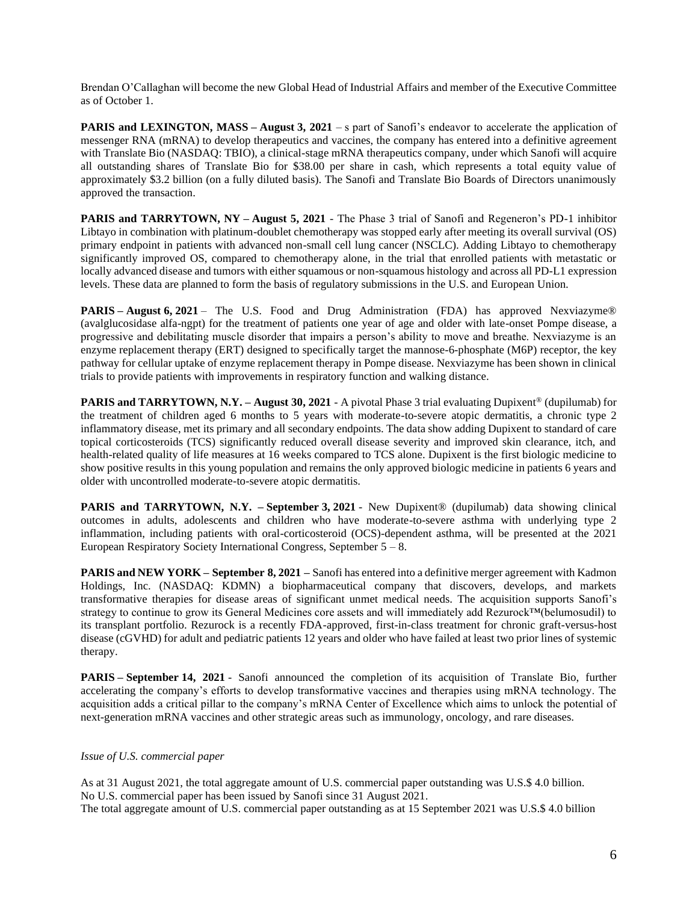Brendan O'Callaghan will become the new Global Head of Industrial Affairs and member of the Executive Committee as of October 1.

**PARIS and LEXINGTON, MASS – August 3, 2021** – s part of Sanofi's endeavor to accelerate the application of messenger RNA (mRNA) to develop therapeutics and vaccines, the company has entered into a definitive agreement with Translate Bio (NASDAQ: TBIO), a clinical-stage mRNA therapeutics company, under which Sanofi will acquire all outstanding shares of Translate Bio for $38.00 per share in cash, which represents a total equity value of approximately $3.2 billion (on a fully diluted basis). The Sanofi and Translate Bio Boards of Directors unanimously approved the transaction.

**PARIS and TARRYTOWN, NY – August 5, 2021** - The Phase 3 trial of Sanofi and Regeneron's PD-1 inhibitor Libtayo in combination with platinum-doublet chemotherapy was stopped early after meeting its overall survival (OS) primary endpoint in patients with advanced non-small cell lung cancer (NSCLC). Adding Libtayo to chemotherapy significantly improved OS, compared to chemotherapy alone, in the trial that enrolled patients with metastatic or locally advanced disease and tumors with either squamous or non-squamous histology and across all PD-L1 expression levels. These data are planned to form the basis of regulatory submissions in the U.S. and European Union.

**PARIS – August 6, 2021** – The U.S. Food and Drug Administration (FDA) has approved Nexviazyme® (avalglucosidase alfa-ngpt) for the treatment of patients one year of age and older with late-onset Pompe disease, a progressive and debilitating muscle disorder that impairs a person's ability to move and breathe. Nexviazyme is an enzyme replacement therapy (ERT) designed to specifically target the mannose-6-phosphate (M6P) receptor, the key pathway for cellular uptake of enzyme replacement therapy in Pompe disease. Nexviazyme has been shown in clinical trials to provide patients with improvements in respiratory function and walking distance.

**PARIS and TARRYTOWN, N.Y. – August 30, 2021** - A pivotal Phase 3 trial evaluating Dupixent® (dupilumab) for the treatment of children aged 6 months to 5 years with moderate-to-severe atopic dermatitis, a chronic type 2 inflammatory disease, met its primary and all secondary endpoints. The data show adding Dupixent to standard of care topical corticosteroids (TCS) significantly reduced overall disease severity and improved skin clearance, itch, and health-related quality of life measures at 16 weeks compared to TCS alone. Dupixent is the first biologic medicine to show positive results in this young population and remains the only approved biologic medicine in patients 6 years and older with uncontrolled moderate-to-severe atopic dermatitis.

**PARIS and TARRYTOWN, N.Y. – September 3, 2021** - New Dupixent® (dupilumab) data showing clinical outcomes in adults, adolescents and children who have moderate-to-severe asthma with underlying type 2 inflammation, including patients with oral-corticosteroid (OCS)-dependent asthma, will be presented at the 2021 European Respiratory Society International Congress, September 5 – 8.

**PARIS and NEW YORK – September 8, 2021 –** Sanofi has entered into a definitive merger agreement with Kadmon Holdings, Inc. (NASDAQ: KDMN) a biopharmaceutical company that discovers, develops, and markets transformative therapies for disease areas of significant unmet medical needs. The acquisition supports Sanofi's strategy to continue to grow its General Medicines core assets and will immediately add Rezurock™(belumosudil) to its transplant portfolio. Rezurock is a recently FDA-approved, first-in-class treatment for chronic graft-versus-host disease (cGVHD) for adult and pediatric patients 12 years and older who have failed at least two prior lines of systemic therapy.

**PARIS – September 14, 2021** - Sanofi announced the completion of its acquisition of Translate Bio, further accelerating the company's efforts to develop transformative vaccines and therapies using mRNA technology. The acquisition adds a critical pillar to the company's mRNA Center of Excellence which aims to unlock the potential of next-generation mRNA vaccines and other strategic areas such as immunology, oncology, and rare diseases.

*Issue of U.S. commercial paper*

As at 31 August 2021, the total aggregate amount of U.S. commercial paper outstanding was U.S.$ 4.0 billion.
No U.S. commercial paper has been issued by Sanofi since 31 August 2021.
The total aggregate amount of U.S. commercial paper outstanding as at 15 September 2021 was U.S.$ 4.0 billion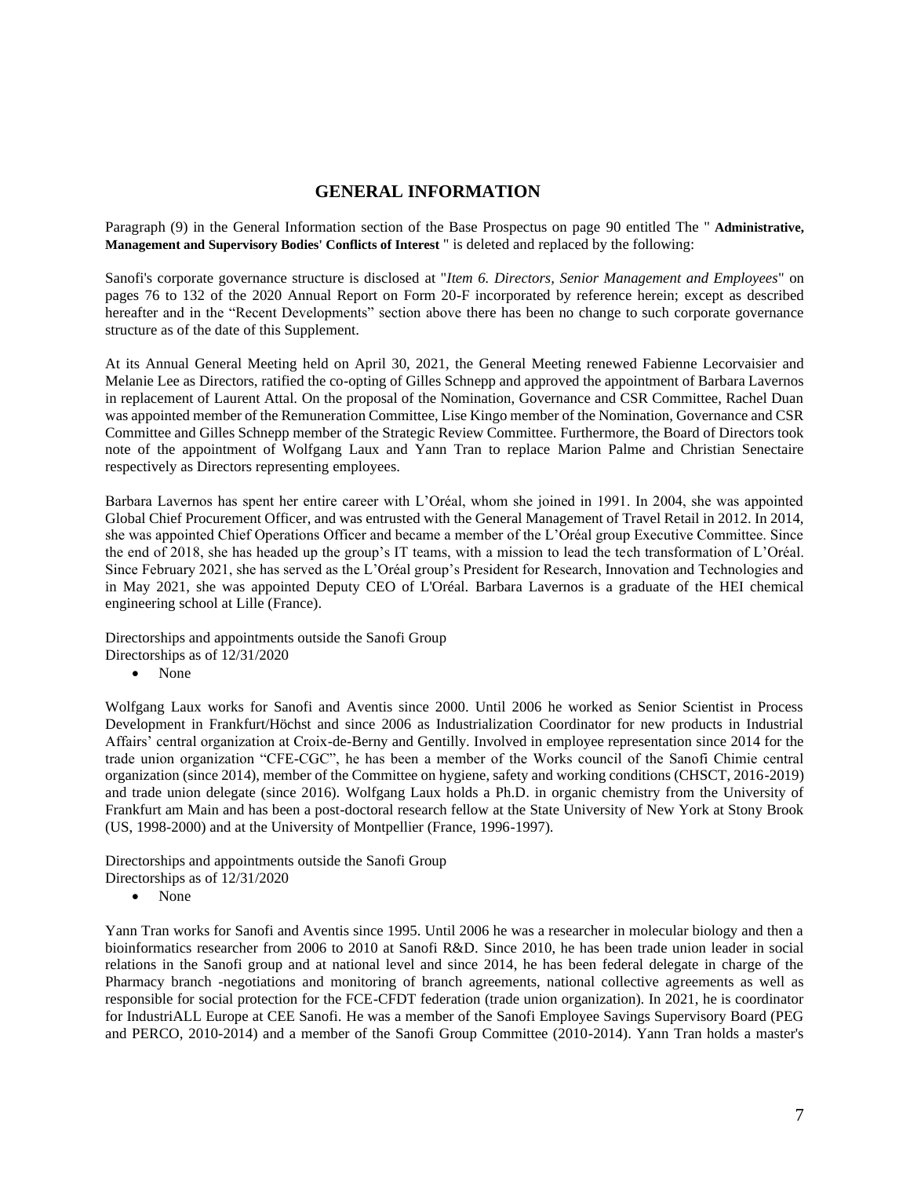## GENERAL INFORMATION

Paragraph (9) in the General Information section of the Base Prospectus on page 90 entitled The " **Administrative, Management and Supervisory Bodies' Conflicts of Interest** " is deleted and replaced by the following:

Sanofi's corporate governance structure is disclosed at "*Item 6. Directors, Senior Management and Employees*" on pages 76 to 132 of the 2020 Annual Report on Form 20-F incorporated by reference herein; except as described hereafter and in the "Recent Developments" section above there has been no change to such corporate governance structure as of the date of this Supplement.

At its Annual General Meeting held on April 30, 2021, the General Meeting renewed Fabienne Lecorvaisier and Melanie Lee as Directors, ratified the co-opting of Gilles Schnepp and approved the appointment of Barbara Lavernos in replacement of Laurent Attal. On the proposal of the Nomination, Governance and CSR Committee, Rachel Duan was appointed member of the Remuneration Committee, Lise Kingo member of the Nomination, Governance and CSR Committee and Gilles Schnepp member of the Strategic Review Committee. Furthermore, the Board of Directors took note of the appointment of Wolfgang Laux and Yann Tran to replace Marion Palme and Christian Senectaire respectively as Directors representing employees.

Barbara Lavernos has spent her entire career with L'Oréal, whom she joined in 1991. In 2004, she was appointed Global Chief Procurement Officer, and was entrusted with the General Management of Travel Retail in 2012. In 2014, she was appointed Chief Operations Officer and became a member of the L'Oréal group Executive Committee. Since the end of 2018, she has headed up the group's IT teams, with a mission to lead the tech transformation of L'Oréal. Since February 2021, she has served as the L'Oréal group's President for Research, Innovation and Technologies and in May 2021, she was appointed Deputy CEO of L'Oréal. Barbara Lavernos is a graduate of the HEI chemical engineering school at Lille (France).

Directorships and appointments outside the Sanofi Group
Directorships as of 12/31/2020

- None

Wolfgang Laux works for Sanofi and Aventis since 2000. Until 2006 he worked as Senior Scientist in Process Development in Frankfurt/Höchst and since 2006 as Industrialization Coordinator for new products in Industrial Affairs' central organization at Croix-de-Berny and Gentilly. Involved in employee representation since 2014 for the trade union organization "CFE-CGC", he has been a member of the Works council of the Sanofi Chimie central organization (since 2014), member of the Committee on hygiene, safety and working conditions (CHSCT, 2016-2019) and trade union delegate (since 2016). Wolfgang Laux holds a Ph.D. in organic chemistry from the University of Frankfurt am Main and has been a post-doctoral research fellow at the State University of New York at Stony Brook (US, 1998-2000) and at the University of Montpellier (France, 1996-1997).

Directorships and appointments outside the Sanofi Group
Directorships as of 12/31/2020

- None

Yann Tran works for Sanofi and Aventis since 1995. Until 2006 he was a researcher in molecular biology and then a bioinformatics researcher from 2006 to 2010 at Sanofi R&D. Since 2010, he has been trade union leader in social relations in the Sanofi group and at national level and since 2014, he has been federal delegate in charge of the Pharmacy branch -negotiations and monitoring of branch agreements, national collective agreements as well as responsible for social protection for the FCE-CFDT federation (trade union organization). In 2021, he is coordinator for IndustriALL Europe at CEE Sanofi. He was a member of the Sanofi Employee Savings Supervisory Board (PEG and PERCO, 2010-2014) and a member of the Sanofi Group Committee (2010-2014). Yann Tran holds a master's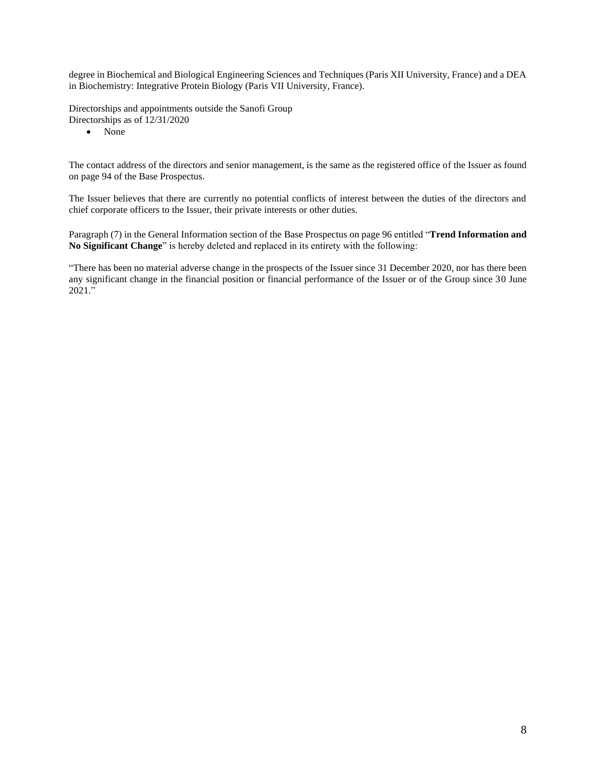degree in Biochemical and Biological Engineering Sciences and Techniques (Paris XII University, France) and a DEA in Biochemistry: Integrative Protein Biology (Paris VII University, France).

Directorships and appointments outside the Sanofi Group
Directorships as of 12/31/2020

- None

The contact address of the directors and senior management, is the same as the registered office of the Issuer as found on page 94 of the Base Prospectus.

The Issuer believes that there are currently no potential conflicts of interest between the duties of the directors and chief corporate officers to the Issuer, their private interests or other duties.

Paragraph (7) in the General Information section of the Base Prospectus on page 96 entitled "**Trend Information and No Significant Change**" is hereby deleted and replaced in its entirety with the following:

"There has been no material adverse change in the prospects of the Issuer since 31 December 2020, nor has there been any significant change in the financial position or financial performance of the Issuer or of the Group since 30 June 2021."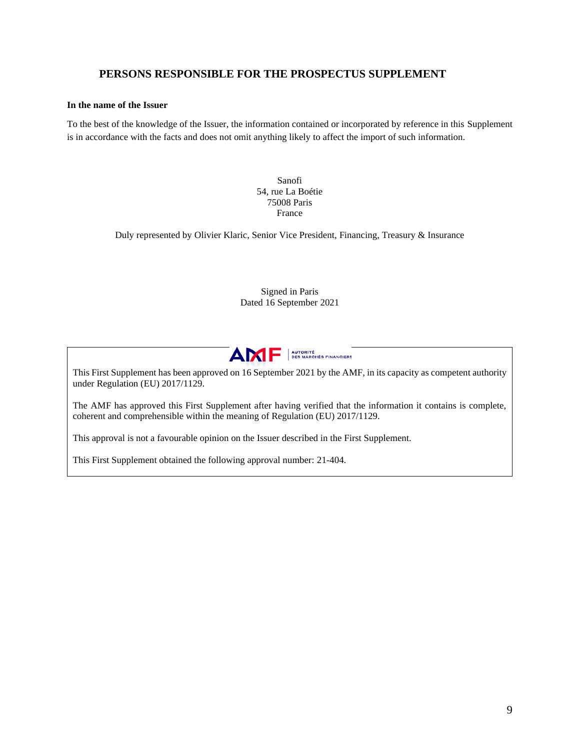## PERSONS RESPONSIBLE FOR THE PROSPECTUS SUPPLEMENT

**In the name of the Issuer**

To the best of the knowledge of the Issuer, the information contained or incorporated by reference in this Supplement is in accordance with the facts and does not omit anything likely to affect the import of such information.

Sanofi
54, rue La Boétie
75008 Paris
France

Duly represented by Olivier Klaric, Senior Vice President, Financing, Treasury & Insurance

Signed in Paris
Dated 16 September 2021

AMF | AUTORITÉ DES MARCHÉS FINANCIERS

This First Supplement has been approved on 16 September 2021 by the AMF, in its capacity as competent authority under Regulation (EU) 2017/1129.

The AMF has approved this First Supplement after having verified that the information it contains is complete, coherent and comprehensible within the meaning of Regulation (EU) 2017/1129.

This approval is not a favourable opinion on the Issuer described in the First Supplement.

This First Supplement obtained the following approval number: 21-404.